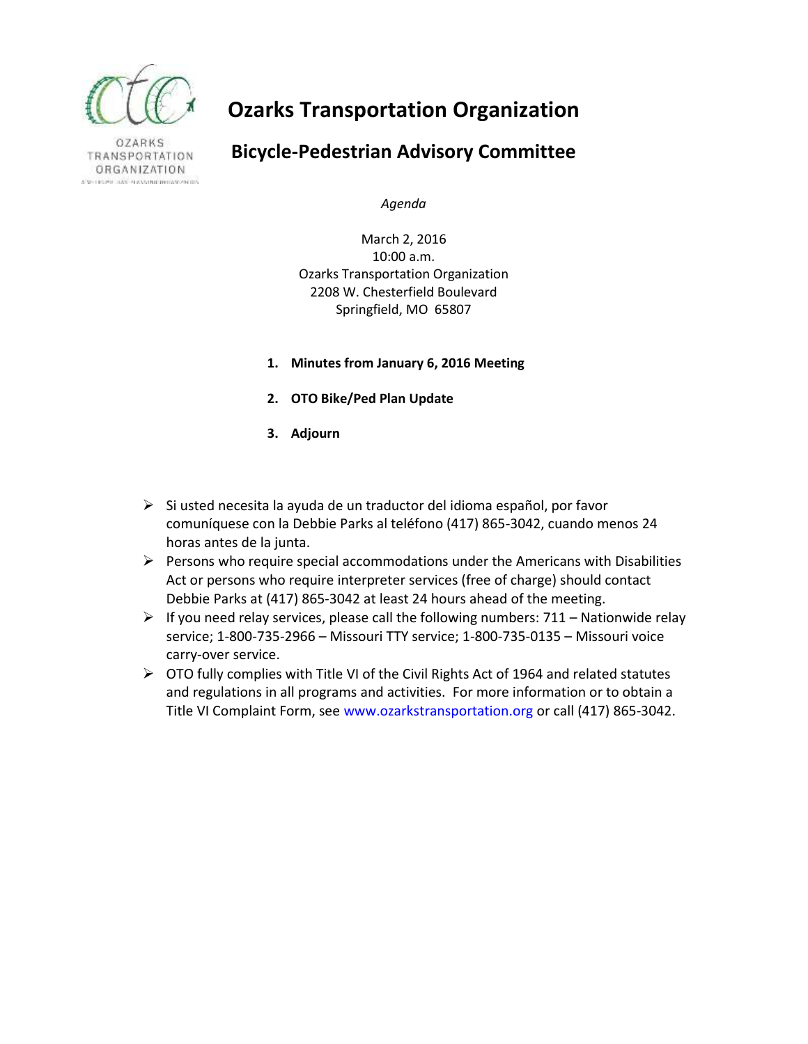# Ozarks Transportation Organization

## Bicycle-Pedestrian Advisory Committee

*Agenda*

March 2, 2016
10:00 a.m.
Ozarks Transportation Organization
2208 W. Chesterfield Boulevard
Springfield, MO 65807

1. **Minutes from January 6, 2016 Meeting**
2. **OTO Bike/Ped Plan Update**
3. **Adjourn**

- Si usted necesita la ayuda de un traductor del idioma español, por favor comuníquese con la Debbie Parks al teléfono (417) 865-3042, cuando menos 24 horas antes de la junta.
- Persons who require special accommodations under the Americans with Disabilities Act or persons who require interpreter services (free of charge) should contact Debbie Parks at (417) 865-3042 at least 24 hours ahead of the meeting.
- If you need relay services, please call the following numbers: 711 – Nationwide relay service; 1-800-735-2966 – Missouri TTY service; 1-800-735-0135 – Missouri voice carry-over service.
- OTO fully complies with Title VI of the Civil Rights Act of 1964 and related statutes and regulations in all programs and activities. For more information or to obtain a Title VI Complaint Form, see www.ozarkstransportation.org or call (417) 865-3042.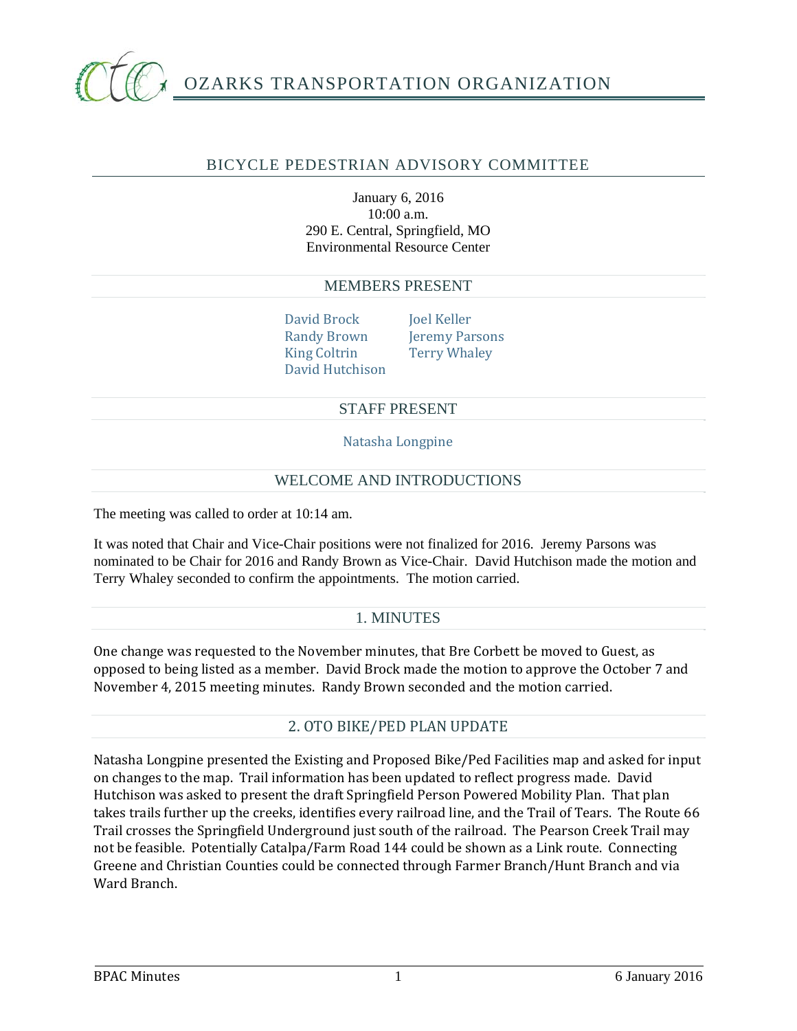# OZARKS TRANSPORTATION ORGANIZATION

## BICYCLE PEDESTRIAN ADVISORY COMMITTEE

January 6, 2016
10:00 a.m.
290 E. Central, Springfield, MO
Environmental Resource Center

### MEMBERS PRESENT

David Brock
Randy Brown
King Coltrin
David Hutchison
Joel Keller
Jeremy Parsons
Terry Whaley

### STAFF PRESENT

Natasha Longpine

### WELCOME AND INTRODUCTIONS

The meeting was called to order at 10:14 am.

It was noted that Chair and Vice-Chair positions were not finalized for 2016. Jeremy Parsons was nominated to be Chair for 2016 and Randy Brown as Vice-Chair. David Hutchison made the motion and Terry Whaley seconded to confirm the appointments. The motion carried.

### 1. MINUTES

One change was requested to the November minutes, that Bre Corbett be moved to Guest, as opposed to being listed as a member. David Brock made the motion to approve the October 7 and November 4, 2015 meeting minutes. Randy Brown seconded and the motion carried.

### 2. OTO BIKE/PED PLAN UPDATE

Natasha Longpine presented the Existing and Proposed Bike/Ped Facilities map and asked for input on changes to the map. Trail information has been updated to reflect progress made. David Hutchison was asked to present the draft Springfield Person Powered Mobility Plan. That plan takes trails further up the creeks, identifies every railroad line, and the Trail of Tears. The Route 66 Trail crosses the Springfield Underground just south of the railroad. The Pearson Creek Trail may not be feasible. Potentially Catalpa/Farm Road 144 could be shown as a Link route. Connecting Greene and Christian Counties could be connected through Farmer Branch/Hunt Branch and via Ward Branch.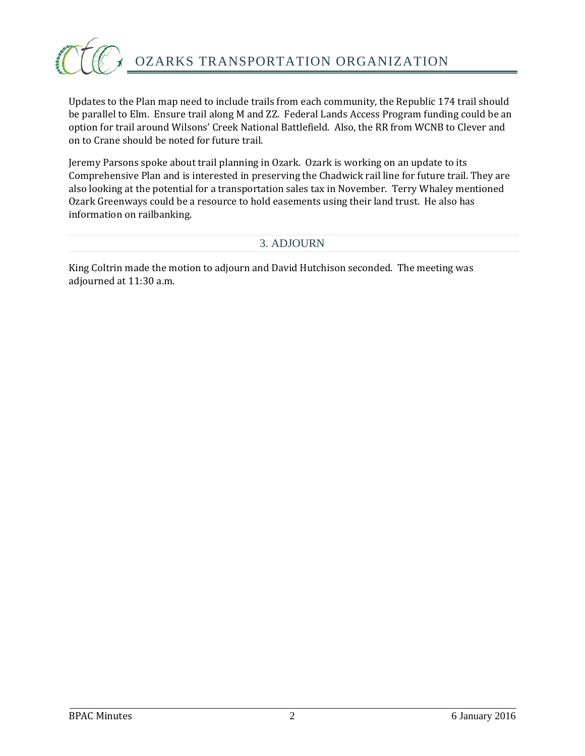Updates to the Plan map need to include trails from each community, the Republic 174 trail should be parallel to Elm. Ensure trail along M and ZZ. Federal Lands Access Program funding could be an option for trail around Wilsons' Creek National Battlefield. Also, the RR from WCNB to Clever and on to Crane should be noted for future trail.

Jeremy Parsons spoke about trail planning in Ozark. Ozark is working on an update to its Comprehensive Plan and is interested in preserving the Chadwick rail line for future trail. They are also looking at the potential for a transportation sales tax in November. Terry Whaley mentioned Ozark Greenways could be a resource to hold easements using their land trust. He also has information on railbanking.

## 3. ADJOURN

King Coltrin made the motion to adjourn and David Hutchison seconded. The meeting was adjourned at 11:30 a.m.